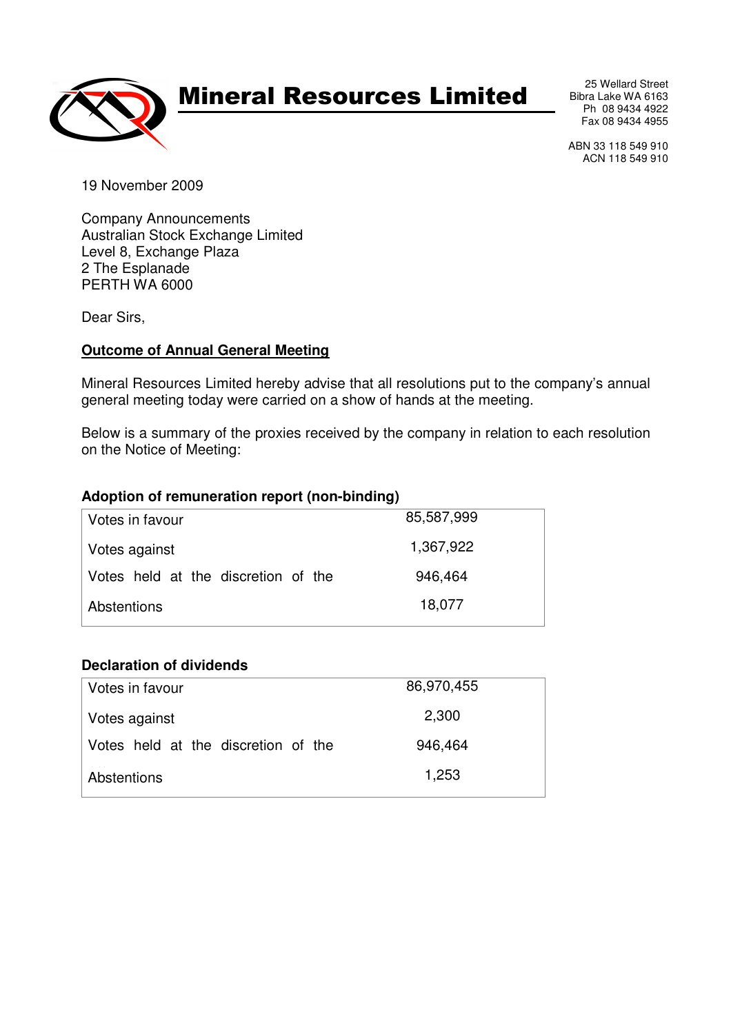# Mineral Resources Limited

25 Wellard Street
Bibra Lake WA 6163
Ph 08 9434 4922
Fax 08 9434 4955

ABN 33 118 549 910
ACN 118 549 910

19 November 2009

Company Announcements
Australian Stock Exchange Limited
Level 8, Exchange Plaza
2 The Esplanade
PERTH WA 6000

Dear Sirs,

**<u>Outcome of Annual General Meeting</u>**

Mineral Resources Limited hereby advise that all resolutions put to the company's annual general meeting today were carried on a show of hands at the meeting.

Below is a summary of the proxies received by the company in relation to each resolution on the Notice of Meeting:

**Adoption of remuneration report (non-binding)**

| | |
|---|---|
| Votes in favour | 85,587,999 |
| Votes against | 1,367,922 |
| Votes held at the discretion of the | 946,464 |
| Abstentions | 18,077 |

**Declaration of dividends**

| | |
|---|---|
| Votes in favour | 86,970,455 |
| Votes against | 2,300 |
| Votes held at the discretion of the | 946,464 |
| Abstentions | 1,253 |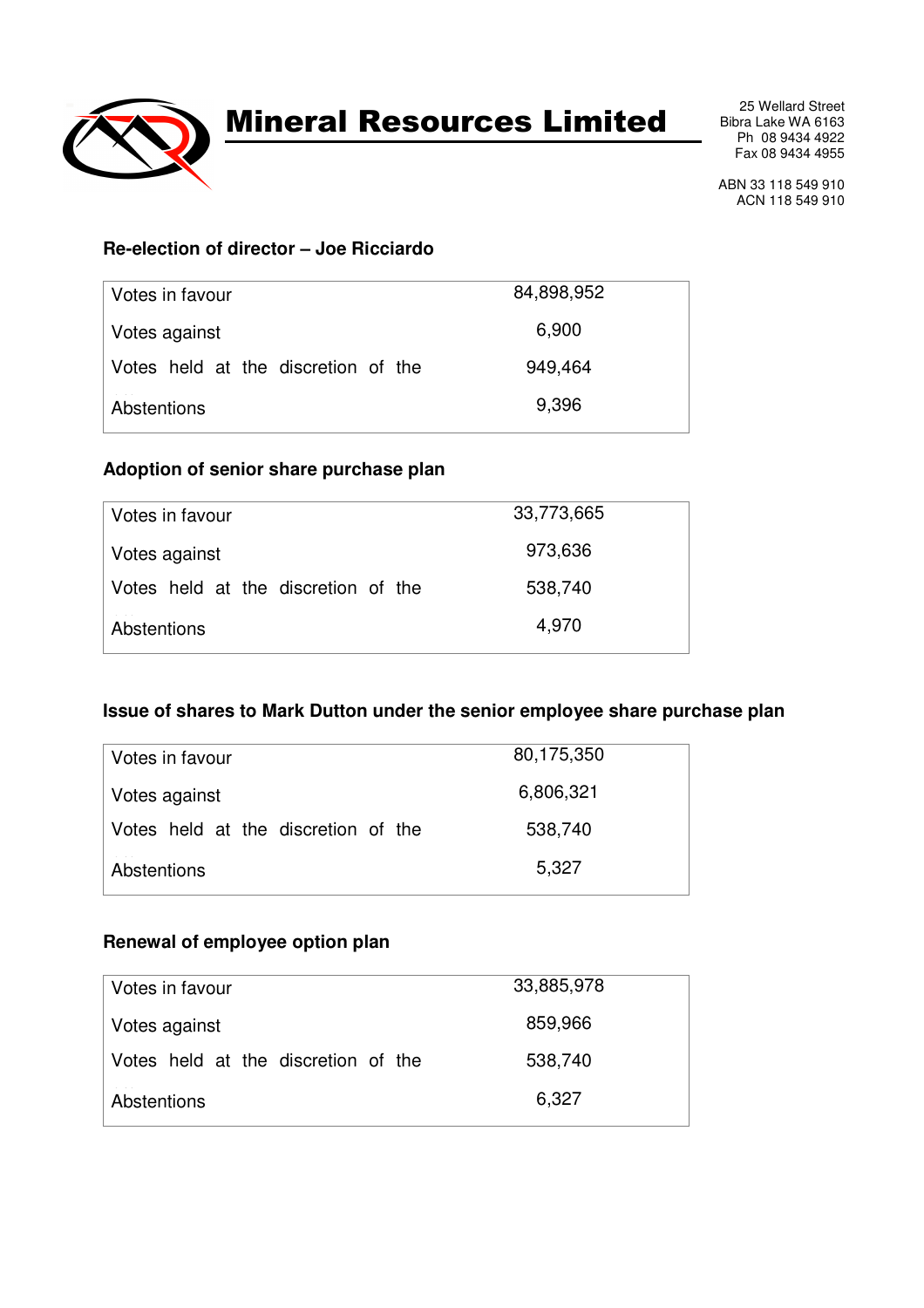# Mineral Resources Limited

25 Wellard Street
Bibra Lake WA 6163
Ph 08 9434 4922
Fax 08 9434 4955

ABN 33 118 549 910
ACN 118 549 910

**Re-election of director – Joe Ricciardo**

| | |
|---|---|
| Votes in favour | 84,898,952 |
| Votes against | 6,900 |
| Votes held at the discretion of the | 949,464 |
| Abstentions | 9,396 |

**Adoption of senior share purchase plan**

| | |
|---|---|
| Votes in favour | 33,773,665 |
| Votes against | 973,636 |
| Votes held at the discretion of the | 538,740 |
| Abstentions | 4,970 |

**Issue of shares to Mark Dutton under the senior employee share purchase plan**

| | |
|---|---|
| Votes in favour | 80,175,350 |
| Votes against | 6,806,321 |
| Votes held at the discretion of the | 538,740 |
| Abstentions | 5,327 |

**Renewal of employee option plan**

| | |
|---|---|
| Votes in favour | 33,885,978 |
| Votes against | 859,966 |
| Votes held at the discretion of the | 538,740 |
| Abstentions | 6,327 |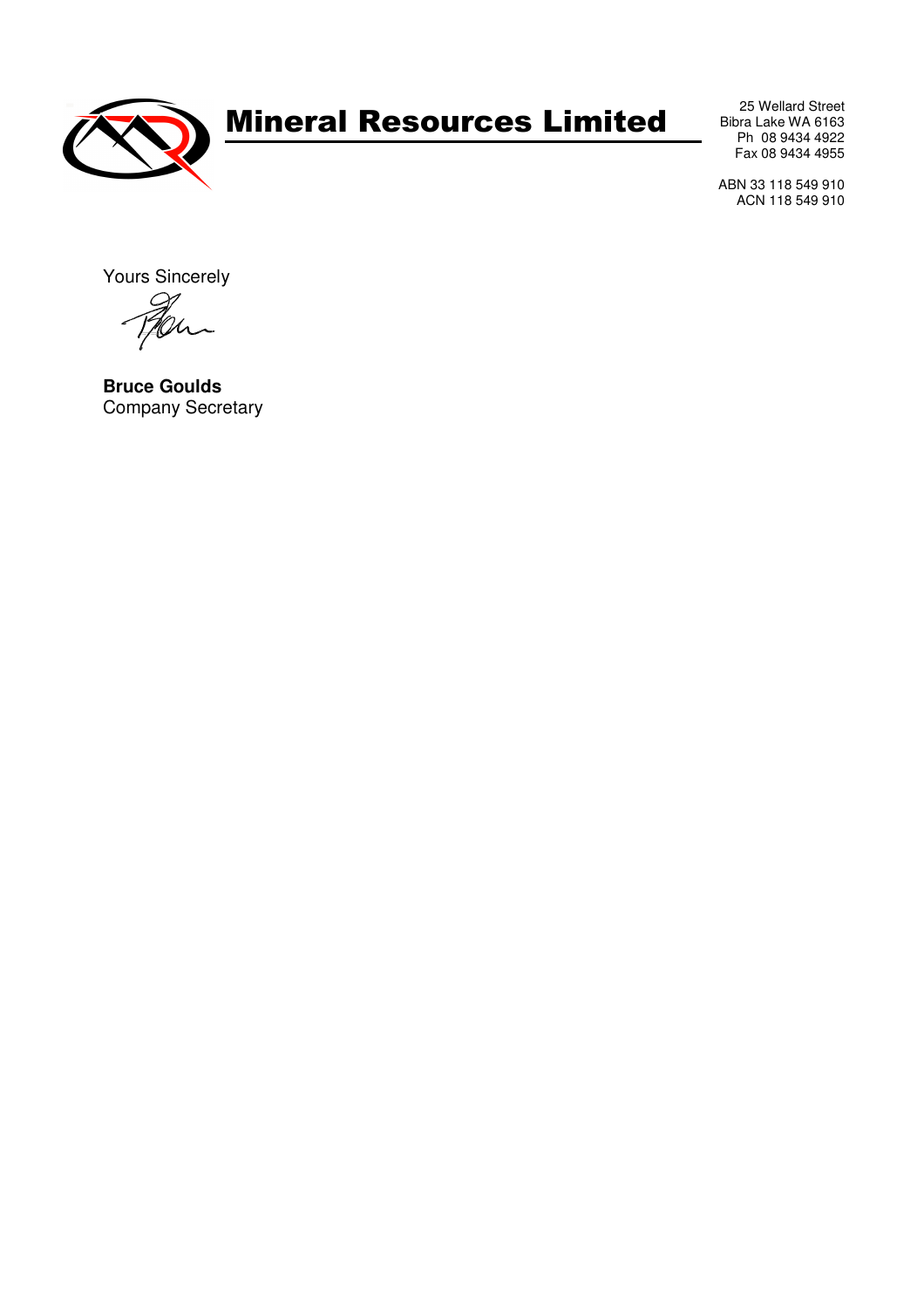# Mineral Resources Limited

25 Wellard Street
Bibra Lake WA 6163
Ph 08 9434 4922
Fax 08 9434 4955

ABN 33 118 549 910
ACN 118 549 910

Yours Sincerely

**Bruce Goulds**
Company Secretary